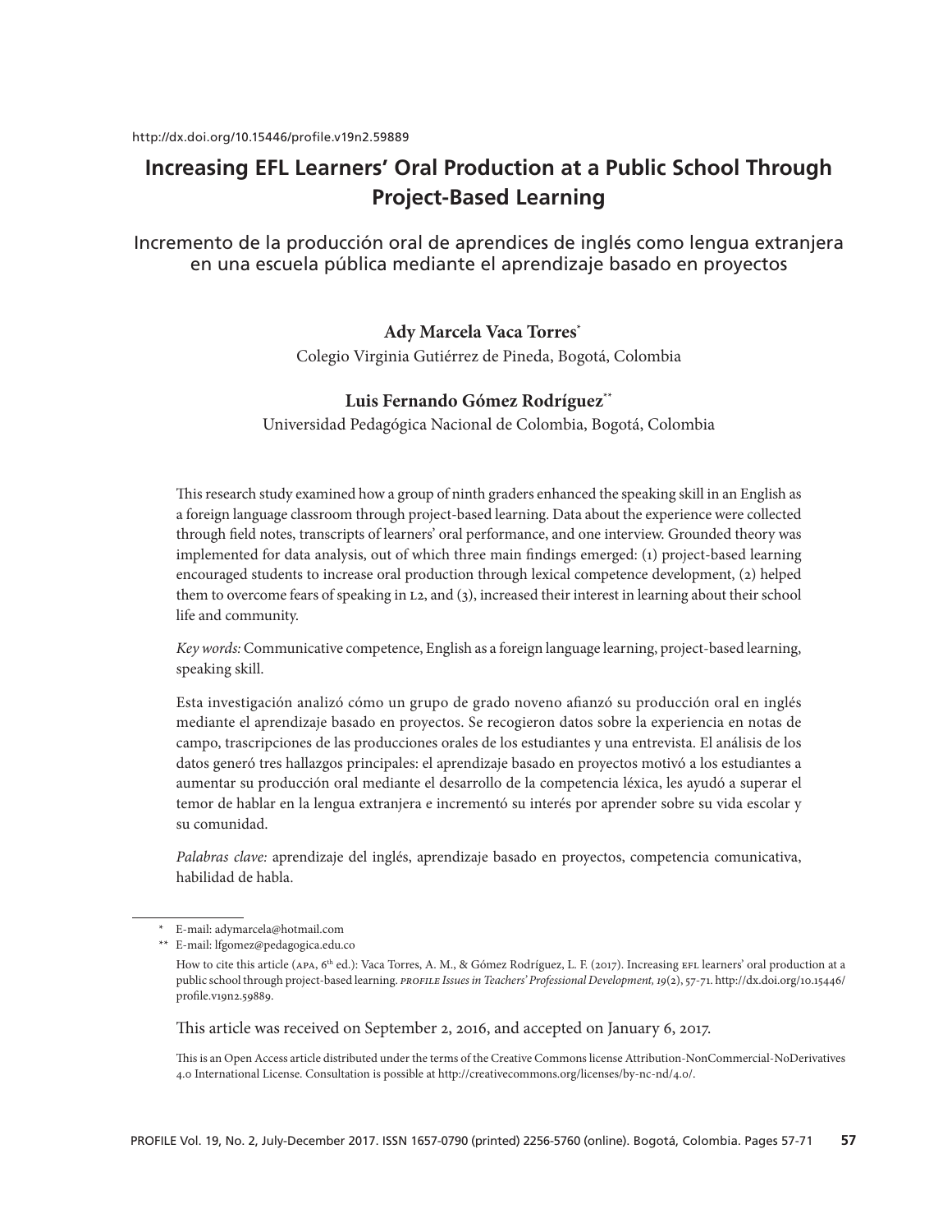http://dx.doi.org/10.15446/profile.v19n2.59889

# Increasing EFL Learners' Oral Production at a Public School Through Project-Based Learning

## Incremento de la producción oral de aprendices de inglés como lengua extranjera en una escuela pública mediante el aprendizaje basado en proyectos

**Ady Marcela Vaca Torres**[*]

Colegio Virginia Gutiérrez de Pineda, Bogotá, Colombia

**Luis Fernando Gómez Rodríguez**[**]

Universidad Pedagógica Nacional de Colombia, Bogotá, Colombia

This research study examined how a group of ninth graders enhanced the speaking skill in an English as a foreign language classroom through project-based learning. Data about the experience were collected through field notes, transcripts of learners' oral performance, and one interview. Grounded theory was implemented for data analysis, out of which three main findings emerged: (1) project-based learning encouraged students to increase oral production through lexical competence development, (2) helped them to overcome fears of speaking in L2, and (3), increased their interest in learning about their school life and community.

*Key words:* Communicative competence, English as a foreign language learning, project-based learning, speaking skill.

Esta investigación analizó cómo un grupo de grado noveno afianzó su producción oral en inglés mediante el aprendizaje basado en proyectos. Se recogieron datos sobre la experiencia en notas de campo, trascripciones de las producciones orales de los estudiantes y una entrevista. El análisis de los datos generó tres hallazgos principales: el aprendizaje basado en proyectos motivó a los estudiantes a aumentar su producción oral mediante el desarrollo de la competencia léxica, les ayudó a superar el temor de hablar en la lengua extranjera e incrementó su interés por aprender sobre su vida escolar y su comunidad.

*Palabras clave:* aprendizaje del inglés, aprendizaje basado en proyectos, competencia comunicativa, habilidad de habla.

---

[*] E-mail: adymarcela@hotmail.com

[**] E-mail: lfgomez@pedagogica.edu.co

How to cite this article (APA, 6th ed.): Vaca Torres, A. M., & Gómez Rodríguez, L. F. (2017). Increasing EFL learners' oral production at a public school through project-based learning. *PROFILE Issues in Teachers' Professional Development, 19*(2), 57-71. http://dx.doi.org/10.15446/profile.v19n2.59889.

This article was received on September 2, 2016, and accepted on January 6, 2017.

This is an Open Access article distributed under the terms of the Creative Commons license Attribution-NonCommercial-NoDerivatives 4.0 International License. Consultation is possible at http://creativecommons.org/licenses/by-nc-nd/4.0/.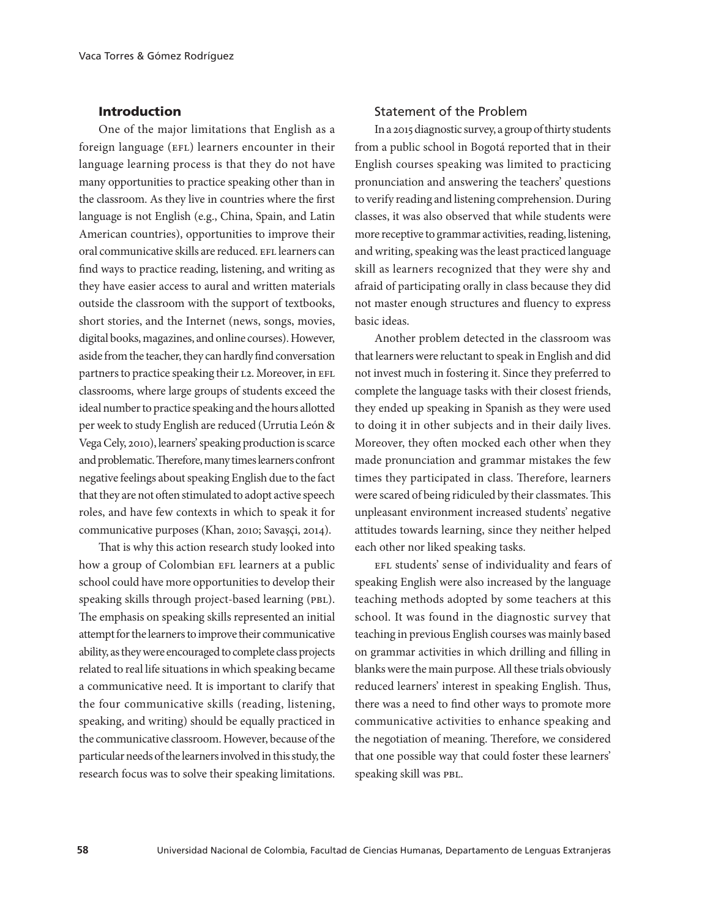## Introduction

One of the major limitations that English as a foreign language (EFL) learners encounter in their language learning process is that they do not have many opportunities to practice speaking other than in the classroom. As they live in countries where the first language is not English (e.g., China, Spain, and Latin American countries), opportunities to improve their oral communicative skills are reduced. EFL learners can find ways to practice reading, listening, and writing as they have easier access to aural and written materials outside the classroom with the support of textbooks, short stories, and the Internet (news, songs, movies, digital books, magazines, and online courses). However, aside from the teacher, they can hardly find conversation partners to practice speaking their L2. Moreover, in EFL classrooms, where large groups of students exceed the ideal number to practice speaking and the hours allotted per week to study English are reduced (Urrutia León & Vega Cely, 2010), learners' speaking production is scarce and problematic. Therefore, many times learners confront negative feelings about speaking English due to the fact that they are not often stimulated to adopt active speech roles, and have few contexts in which to speak it for communicative purposes (Khan, 2010; Savaşçi, 2014).

That is why this action research study looked into how a group of Colombian EFL learners at a public school could have more opportunities to develop their speaking skills through project-based learning (PBL). The emphasis on speaking skills represented an initial attempt for the learners to improve their communicative ability, as they were encouraged to complete class projects related to real life situations in which speaking became a communicative need. It is important to clarify that the four communicative skills (reading, listening, speaking, and writing) should be equally practiced in the communicative classroom. However, because of the particular needs of the learners involved in this study, the research focus was to solve their speaking limitations.

### Statement of the Problem

In a 2015 diagnostic survey, a group of thirty students from a public school in Bogotá reported that in their English courses speaking was limited to practicing pronunciation and answering the teachers' questions to verify reading and listening comprehension. During classes, it was also observed that while students were more receptive to grammar activities, reading, listening, and writing, speaking was the least practiced language skill as learners recognized that they were shy and afraid of participating orally in class because they did not master enough structures and fluency to express basic ideas.

Another problem detected in the classroom was that learners were reluctant to speak in English and did not invest much in fostering it. Since they preferred to complete the language tasks with their closest friends, they ended up speaking in Spanish as they were used to doing it in other subjects and in their daily lives. Moreover, they often mocked each other when they made pronunciation and grammar mistakes the few times they participated in class. Therefore, learners were scared of being ridiculed by their classmates. This unpleasant environment increased students' negative attitudes towards learning, since they neither helped each other nor liked speaking tasks.

EFL students' sense of individuality and fears of speaking English were also increased by the language teaching methods adopted by some teachers at this school. It was found in the diagnostic survey that teaching in previous English courses was mainly based on grammar activities in which drilling and filling in blanks were the main purpose. All these trials obviously reduced learners' interest in speaking English. Thus, there was a need to find other ways to promote more communicative activities to enhance speaking and the negotiation of meaning. Therefore, we considered that one possible way that could foster these learners' speaking skill was PBL.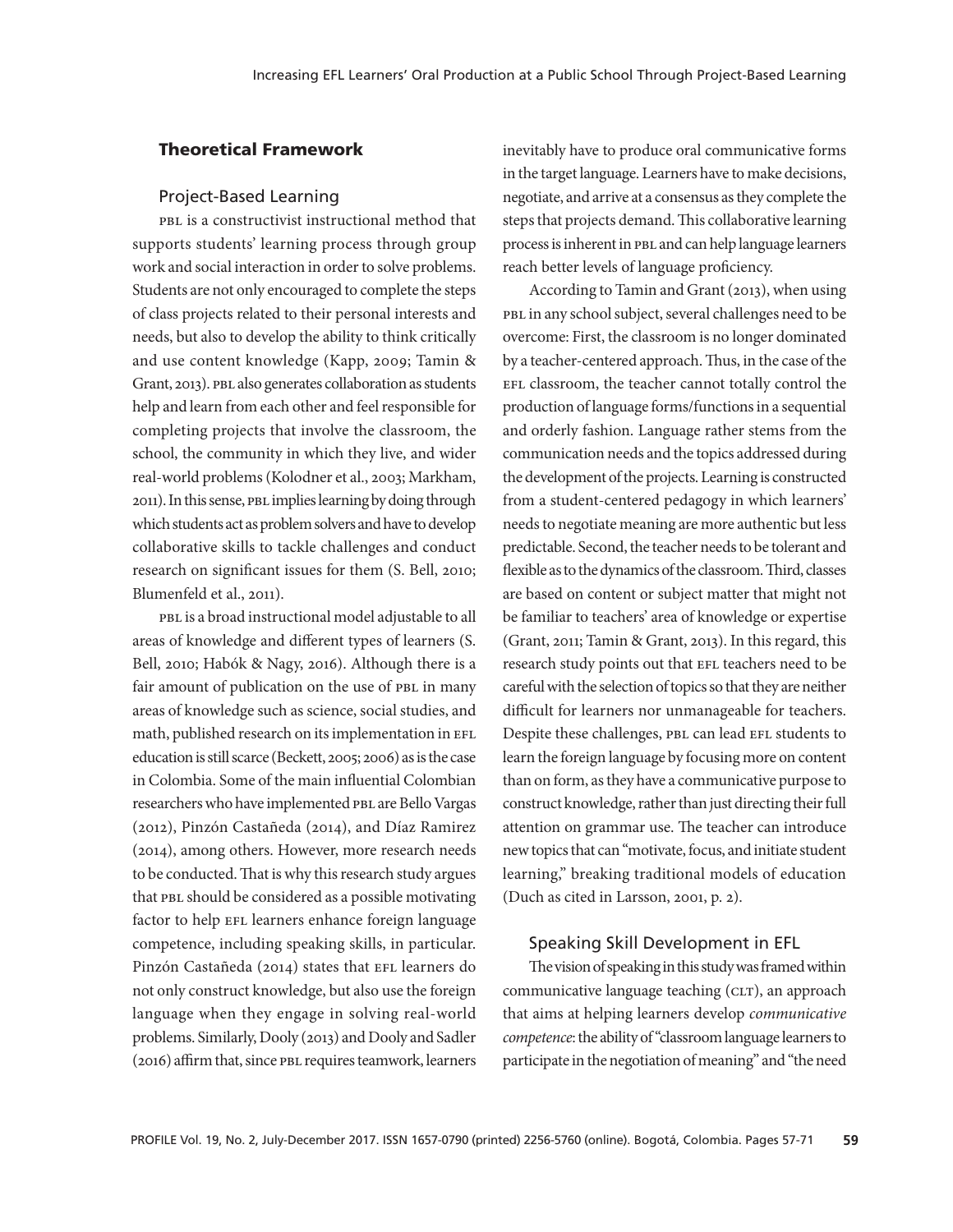## Theoretical Framework

### Project-Based Learning

PBL is a constructivist instructional method that supports students' learning process through group work and social interaction in order to solve problems. Students are not only encouraged to complete the steps of class projects related to their personal interests and needs, but also to develop the ability to think critically and use content knowledge (Kapp, 2009; Tamin & Grant, 2013). PBL also generates collaboration as students help and learn from each other and feel responsible for completing projects that involve the classroom, the school, the community in which they live, and wider real-world problems (Kolodner et al., 2003; Markham, 2011). In this sense, PBL implies learning by doing through which students act as problem solvers and have to develop collaborative skills to tackle challenges and conduct research on significant issues for them (S. Bell, 2010; Blumenfeld et al., 2011).

PBL is a broad instructional model adjustable to all areas of knowledge and different types of learners (S. Bell, 2010; Habók & Nagy, 2016). Although there is a fair amount of publication on the use of PBL in many areas of knowledge such as science, social studies, and math, published research on its implementation in EFL education is still scarce (Beckett, 2005; 2006) as is the case in Colombia. Some of the main influential Colombian researchers who have implemented PBL are Bello Vargas (2012), Pinzón Castañeda (2014), and Díaz Ramirez (2014), among others. However, more research needs to be conducted. That is why this research study argues that PBL should be considered as a possible motivating factor to help EFL learners enhance foreign language competence, including speaking skills, in particular. Pinzón Castañeda (2014) states that EFL learners do not only construct knowledge, but also use the foreign language when they engage in solving real-world problems. Similarly, Dooly (2013) and Dooly and Sadler (2016) affirm that, since PBL requires teamwork, learners inevitably have to produce oral communicative forms in the target language. Learners have to make decisions, negotiate, and arrive at a consensus as they complete the steps that projects demand. This collaborative learning process is inherent in PBL and can help language learners reach better levels of language proficiency.

According to Tamin and Grant (2013), when using PBL in any school subject, several challenges need to be overcome: First, the classroom is no longer dominated by a teacher-centered approach. Thus, in the case of the EFL classroom, the teacher cannot totally control the production of language forms/functions in a sequential and orderly fashion. Language rather stems from the communication needs and the topics addressed during the development of the projects. Learning is constructed from a student-centered pedagogy in which learners' needs to negotiate meaning are more authentic but less predictable. Second, the teacher needs to be tolerant and flexible as to the dynamics of the classroom. Third, classes are based on content or subject matter that might not be familiar to teachers' area of knowledge or expertise (Grant, 2011; Tamin & Grant, 2013). In this regard, this research study points out that EFL teachers need to be careful with the selection of topics so that they are neither difficult for learners nor unmanageable for teachers. Despite these challenges, PBL can lead EFL students to learn the foreign language by focusing more on content than on form, as they have a communicative purpose to construct knowledge, rather than just directing their full attention on grammar use. The teacher can introduce new topics that can "motivate, focus, and initiate student learning," breaking traditional models of education (Duch as cited in Larsson, 2001, p. 2).

### Speaking Skill Development in EFL

The vision of speaking in this study was framed within communicative language teaching (CLT), an approach that aims at helping learners develop *communicative competence*: the ability of "classroom language learners to participate in the negotiation of meaning" and "the need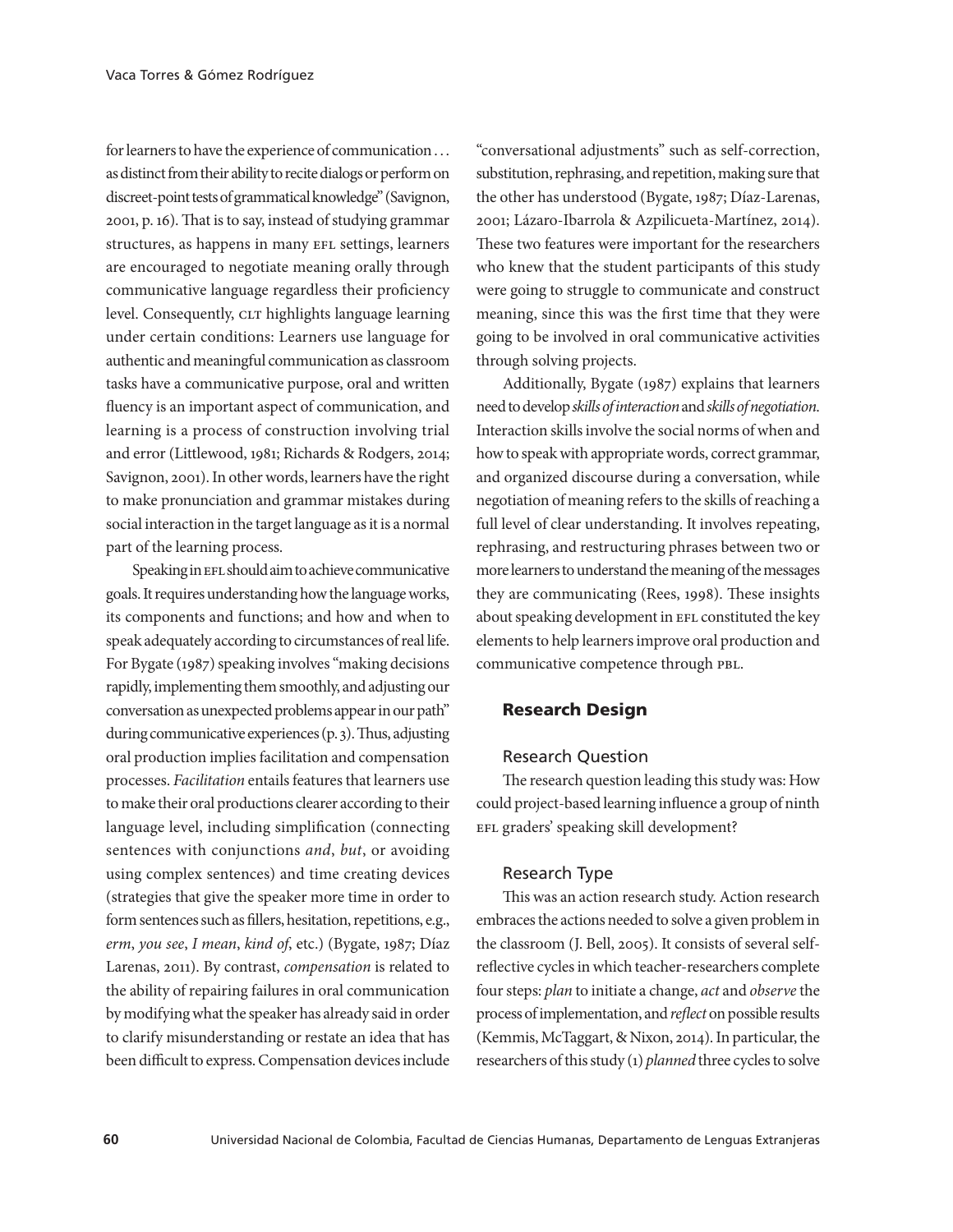for learners to have the experience of communication . . . as distinct from their ability to recite dialogs or perform on discreet-point tests of grammatical knowledge" (Savignon, 2001, p. 16). That is to say, instead of studying grammar structures, as happens in many EFL settings, learners are encouraged to negotiate meaning orally through communicative language regardless their proficiency level. Consequently, CLT highlights language learning under certain conditions: Learners use language for authentic and meaningful communication as classroom tasks have a communicative purpose, oral and written fluency is an important aspect of communication, and learning is a process of construction involving trial and error (Littlewood, 1981; Richards & Rodgers, 2014; Savignon, 2001). In other words, learners have the right to make pronunciation and grammar mistakes during social interaction in the target language as it is a normal part of the learning process.

Speaking in EFL should aim to achieve communicative goals. It requires understanding how the language works, its components and functions; and how and when to speak adequately according to circumstances of real life. For Bygate (1987) speaking involves "making decisions rapidly, implementing them smoothly, and adjusting our conversation as unexpected problems appear in our path" during communicative experiences (p. 3). Thus, adjusting oral production implies facilitation and compensation processes. *Facilitation* entails features that learners use to make their oral productions clearer according to their language level, including simplification (connecting sentences with conjunctions *and*, *but*, or avoiding using complex sentences) and time creating devices (strategies that give the speaker more time in order to form sentences such as fillers, hesitation, repetitions, e.g., *erm*, *you see*, *I mean*, *kind of*, etc.) (Bygate, 1987; Díaz Larenas, 2011). By contrast, *compensation* is related to the ability of repairing failures in oral communication by modifying what the speaker has already said in order to clarify misunderstanding or restate an idea that has been difficult to express. Compensation devices include "conversational adjustments" such as self-correction, substitution, rephrasing, and repetition, making sure that the other has understood (Bygate, 1987; Díaz-Larenas, 2001; Lázaro-Ibarrola & Azpilicueta-Martínez, 2014). These two features were important for the researchers who knew that the student participants of this study were going to struggle to communicate and construct meaning, since this was the first time that they were going to be involved in oral communicative activities through solving projects.

Additionally, Bygate (1987) explains that learners need to develop *skills of interaction* and *skills of negotiation*. Interaction skills involve the social norms of when and how to speak with appropriate words, correct grammar, and organized discourse during a conversation, while negotiation of meaning refers to the skills of reaching a full level of clear understanding. It involves repeating, rephrasing, and restructuring phrases between two or more learners to understand the meaning of the messages they are communicating (Rees, 1998). These insights about speaking development in EFL constituted the key elements to help learners improve oral production and communicative competence through PBL.

## Research Design

### Research Question

The research question leading this study was: How could project-based learning influence a group of ninth EFL graders' speaking skill development?

### Research Type

This was an action research study. Action research embraces the actions needed to solve a given problem in the classroom (J. Bell, 2005). It consists of several self-reflective cycles in which teacher-researchers complete four steps: *plan* to initiate a change, *act* and *observe* the process of implementation, and *reflect* on possible results (Kemmis, McTaggart, & Nixon, 2014). In particular, the researchers of this study (1) *planned* three cycles to solve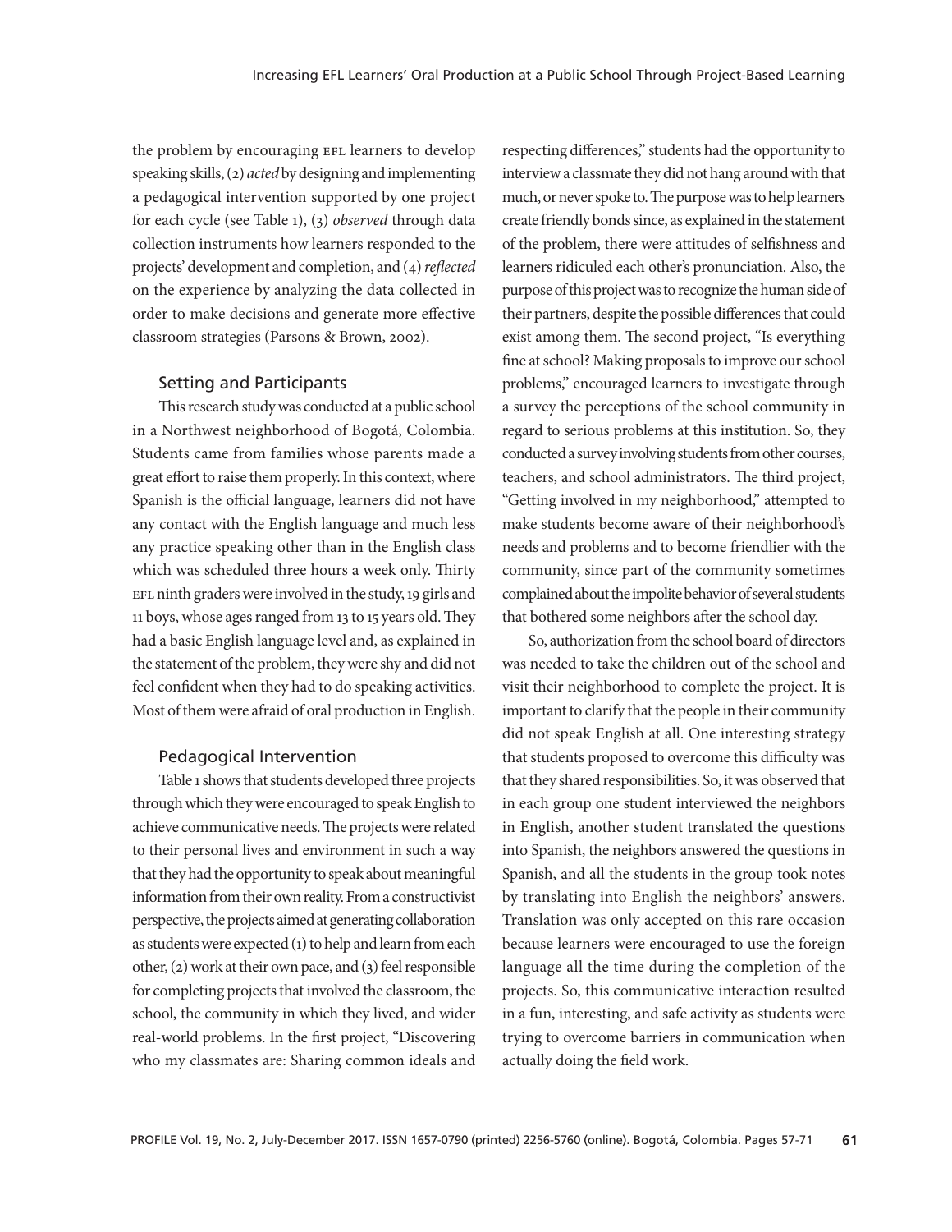the problem by encouraging EFL learners to develop speaking skills, (2) *acted* by designing and implementing a pedagogical intervention supported by one project for each cycle (see Table 1), (3) *observed* through data collection instruments how learners responded to the projects' development and completion, and (4) *reflected* on the experience by analyzing the data collected in order to make decisions and generate more effective classroom strategies (Parsons & Brown, 2002).

### Setting and Participants

This research study was conducted at a public school in a Northwest neighborhood of Bogotá, Colombia. Students came from families whose parents made a great effort to raise them properly. In this context, where Spanish is the official language, learners did not have any contact with the English language and much less any practice speaking other than in the English class which was scheduled three hours a week only. Thirty EFL ninth graders were involved in the study, 19 girls and 11 boys, whose ages ranged from 13 to 15 years old. They had a basic English language level and, as explained in the statement of the problem, they were shy and did not feel confident when they had to do speaking activities. Most of them were afraid of oral production in English.

### Pedagogical Intervention

Table 1 shows that students developed three projects through which they were encouraged to speak English to achieve communicative needs. The projects were related to their personal lives and environment in such a way that they had the opportunity to speak about meaningful information from their own reality. From a constructivist perspective, the projects aimed at generating collaboration as students were expected (1) to help and learn from each other, (2) work at their own pace, and (3) feel responsible for completing projects that involved the classroom, the school, the community in which they lived, and wider real-world problems. In the first project, "Discovering who my classmates are: Sharing common ideals and respecting differences," students had the opportunity to interview a classmate they did not hang around with that much, or never spoke to. The purpose was to help learners create friendly bonds since, as explained in the statement of the problem, there were attitudes of selfishness and learners ridiculed each other's pronunciation. Also, the purpose of this project was to recognize the human side of their partners, despite the possible differences that could exist among them. The second project, "Is everything fine at school? Making proposals to improve our school problems," encouraged learners to investigate through a survey the perceptions of the school community in regard to serious problems at this institution. So, they conducted a survey involving students from other courses, teachers, and school administrators. The third project, "Getting involved in my neighborhood," attempted to make students become aware of their neighborhood's needs and problems and to become friendlier with the community, since part of the community sometimes complained about the impolite behavior of several students that bothered some neighbors after the school day.

So, authorization from the school board of directors was needed to take the children out of the school and visit their neighborhood to complete the project. It is important to clarify that the people in their community did not speak English at all. One interesting strategy that students proposed to overcome this difficulty was that they shared responsibilities. So, it was observed that in each group one student interviewed the neighbors in English, another student translated the questions into Spanish, the neighbors answered the questions in Spanish, and all the students in the group took notes by translating into English the neighbors' answers. Translation was only accepted on this rare occasion because learners were encouraged to use the foreign language all the time during the completion of the projects. So, this communicative interaction resulted in a fun, interesting, and safe activity as students were trying to overcome barriers in communication when actually doing the field work.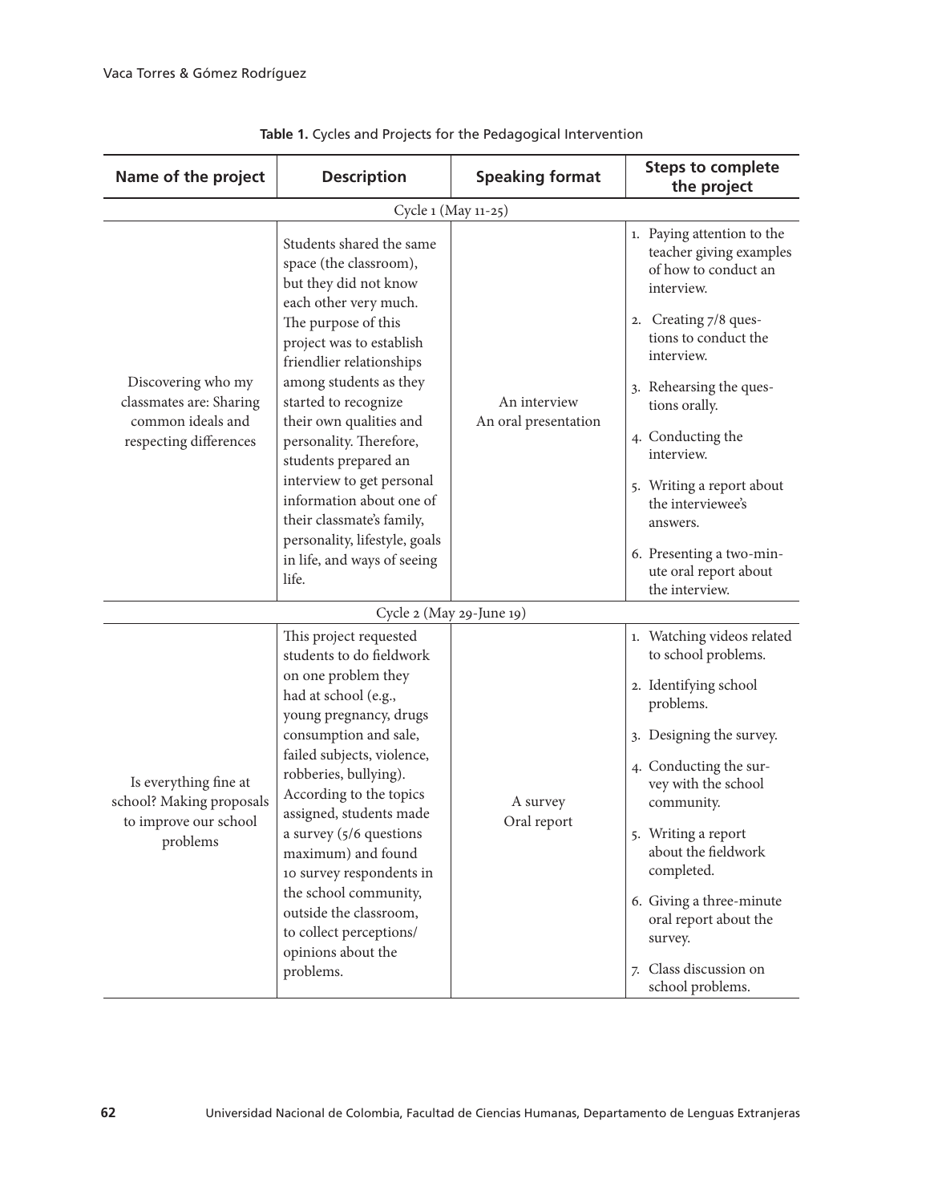**Table 1.** Cycles and Projects for the Pedagogical Intervention

| Name of the project | Description | Speaking format | Steps to complete the project |
|---|---|---|---|
| Cycle 1 (May 11-25) | | | |
| Discovering who my classmates are: Sharing common ideals and respecting differences | Students shared the same space (the classroom), but they did not know each other very much. The purpose of this project was to establish friendlier relationships among students as they started to recognize their own qualities and personality. Therefore, students prepared an interview to get personal information about one of their classmate's family, personality, lifestyle, goals in life, and ways of seeing life. | An interview<br>An oral presentation | 1. Paying attention to the teacher giving examples of how to conduct an interview.<br>2. Creating 7/8 questions to conduct the interview.<br>3. Rehearsing the questions orally.<br>4. Conducting the interview.<br>5. Writing a report about the interviewee's answers.<br>6. Presenting a two-minute oral report about the interview. |
| Cycle 2 (May 29-June 19) | | | |
| Is everything fine at school? Making proposals to improve our school problems | This project requested students to do fieldwork on one problem they had at school (e.g., young pregnancy, drugs consumption and sale, failed subjects, violence, robberies, bullying). According to the topics assigned, students made a survey (5/6 questions maximum) and found 10 survey respondents in the school community, outside the classroom, to collect perceptions/opinions about the problems. | A survey<br>Oral report | 1. Watching videos related to school problems.<br>2. Identifying school problems.<br>3. Designing the survey.<br>4. Conducting the survey with the school community.<br>5. Writing a report about the fieldwork completed.<br>6. Giving a three-minute oral report about the survey.<br>7. Class discussion on school problems. |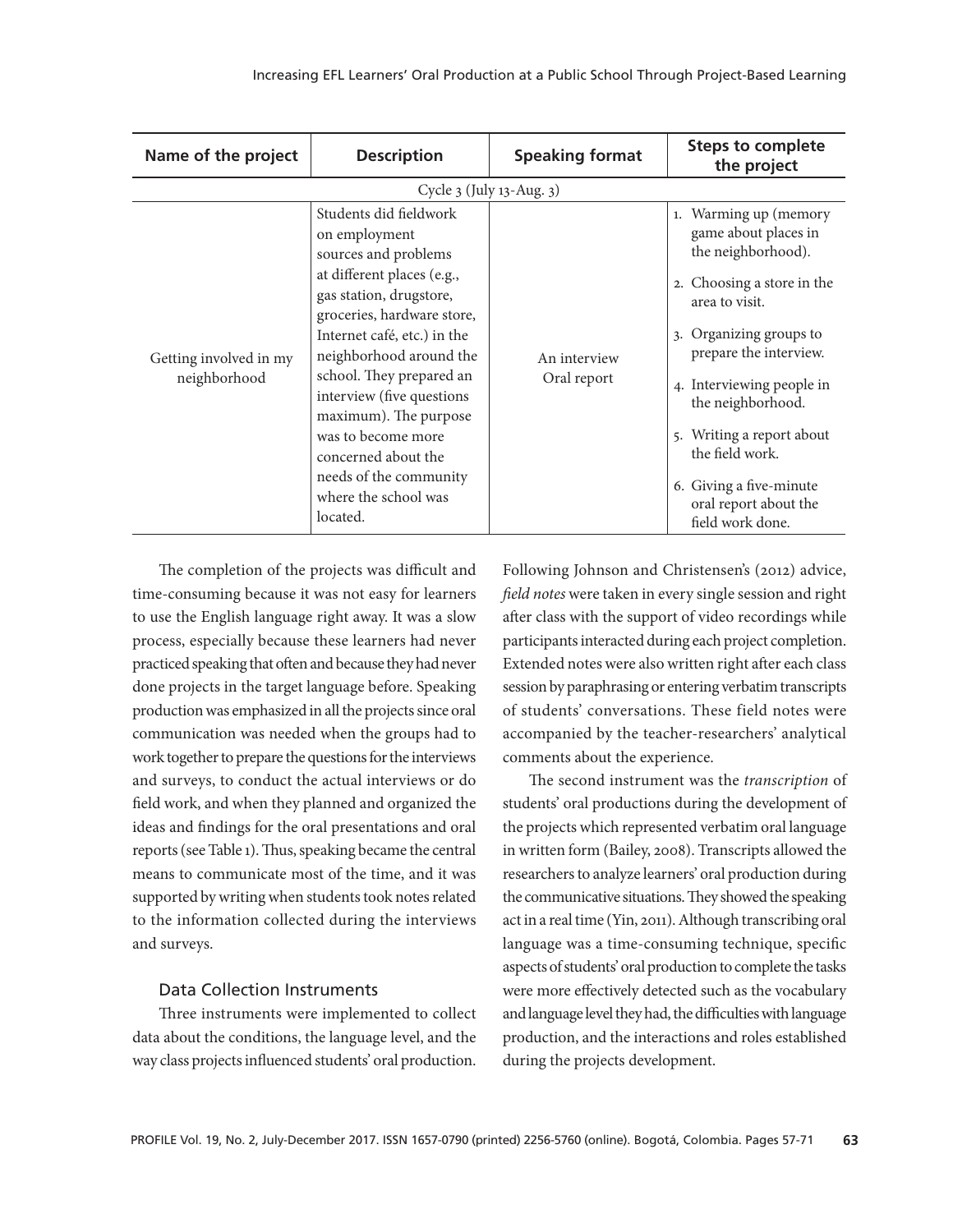| Name of the project | Description | Speaking format | Steps to complete the project |
|---|---|---|---|
| Cycle 3 (July 13-Aug. 3) | | | |
| Getting involved in my neighborhood | Students did fieldwork on employment sources and problems at different places (e.g., gas station, drugstore, groceries, hardware store, Internet café, etc.) in the neighborhood around the school. They prepared an interview (five questions maximum). The purpose was to become more concerned about the needs of the community where the school was located. | An interview<br>Oral report | 1. Warming up (memory game about places in the neighborhood).<br>2. Choosing a store in the area to visit.<br>3. Organizing groups to prepare the interview.<br>4. Interviewing people in the neighborhood.<br>5. Writing a report about the field work.<br>6. Giving a five-minute oral report about the field work done. |

The completion of the projects was difficult and time-consuming because it was not easy for learners to use the English language right away. It was a slow process, especially because these learners had never practiced speaking that often and because they had never done projects in the target language before. Speaking production was emphasized in all the projects since oral communication was needed when the groups had to work together to prepare the questions for the interviews and surveys, to conduct the actual interviews or do field work, and when they planned and organized the ideas and findings for the oral presentations and oral reports (see Table 1). Thus, speaking became the central means to communicate most of the time, and it was supported by writing when students took notes related to the information collected during the interviews and surveys.

### Data Collection Instruments

Three instruments were implemented to collect data about the conditions, the language level, and the way class projects influenced students' oral production. Following Johnson and Christensen's (2012) advice, *field notes* were taken in every single session and right after class with the support of video recordings while participants interacted during each project completion. Extended notes were also written right after each class session by paraphrasing or entering verbatim transcripts of students' conversations. These field notes were accompanied by the teacher-researchers' analytical comments about the experience.

The second instrument was the *transcription* of students' oral productions during the development of the projects which represented verbatim oral language in written form (Bailey, 2008). Transcripts allowed the researchers to analyze learners' oral production during the communicative situations. They showed the speaking act in a real time (Yin, 2011). Although transcribing oral language was a time-consuming technique, specific aspects of students' oral production to complete the tasks were more effectively detected such as the vocabulary and language level they had, the difficulties with language production, and the interactions and roles established during the projects development.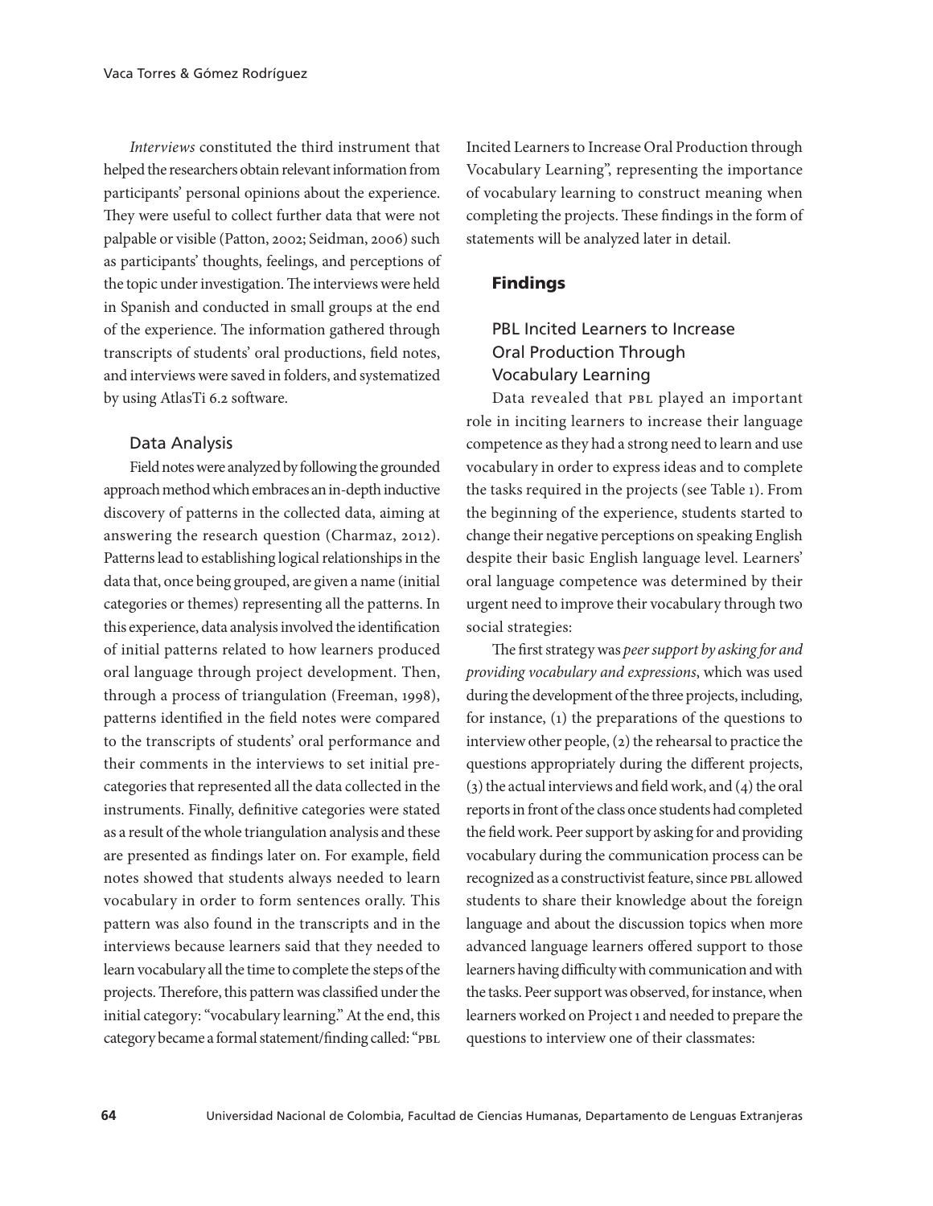*Interviews* constituted the third instrument that helped the researchers obtain relevant information from participants' personal opinions about the experience. They were useful to collect further data that were not palpable or visible (Patton, 2002; Seidman, 2006) such as participants' thoughts, feelings, and perceptions of the topic under investigation. The interviews were held in Spanish and conducted in small groups at the end of the experience. The information gathered through transcripts of students' oral productions, field notes, and interviews were saved in folders, and systematized by using AtlasTi 6.2 software.

### Data Analysis

Field notes were analyzed by following the grounded approach method which embraces an in-depth inductive discovery of patterns in the collected data, aiming at answering the research question (Charmaz, 2012). Patterns lead to establishing logical relationships in the data that, once being grouped, are given a name (initial categories or themes) representing all the patterns. In this experience, data analysis involved the identification of initial patterns related to how learners produced oral language through project development. Then, through a process of triangulation (Freeman, 1998), patterns identified in the field notes were compared to the transcripts of students' oral performance and their comments in the interviews to set initial pre-categories that represented all the data collected in the instruments. Finally, definitive categories were stated as a result of the whole triangulation analysis and these are presented as findings later on. For example, field notes showed that students always needed to learn vocabulary in order to form sentences orally. This pattern was also found in the transcripts and in the interviews because learners said that they needed to learn vocabulary all the time to complete the steps of the projects. Therefore, this pattern was classified under the initial category: "vocabulary learning." At the end, this category became a formal statement/finding called: "PBL Incited Learners to Increase Oral Production through Vocabulary Learning", representing the importance of vocabulary learning to construct meaning when completing the projects. These findings in the form of statements will be analyzed later in detail.

## Findings

### PBL Incited Learners to Increase Oral Production Through Vocabulary Learning

Data revealed that PBL played an important role in inciting learners to increase their language competence as they had a strong need to learn and use vocabulary in order to express ideas and to complete the tasks required in the projects (see Table 1). From the beginning of the experience, students started to change their negative perceptions on speaking English despite their basic English language level. Learners' oral language competence was determined by their urgent need to improve their vocabulary through two social strategies:

The first strategy was *peer support by asking for and providing vocabulary and expressions*, which was used during the development of the three projects, including, for instance, (1) the preparations of the questions to interview other people, (2) the rehearsal to practice the questions appropriately during the different projects, (3) the actual interviews and field work, and (4) the oral reports in front of the class once students had completed the field work. Peer support by asking for and providing vocabulary during the communication process can be recognized as a constructivist feature, since PBL allowed students to share their knowledge about the foreign language and about the discussion topics when more advanced language learners offered support to those learners having difficulty with communication and with the tasks. Peer support was observed, for instance, when learners worked on Project 1 and needed to prepare the questions to interview one of their classmates: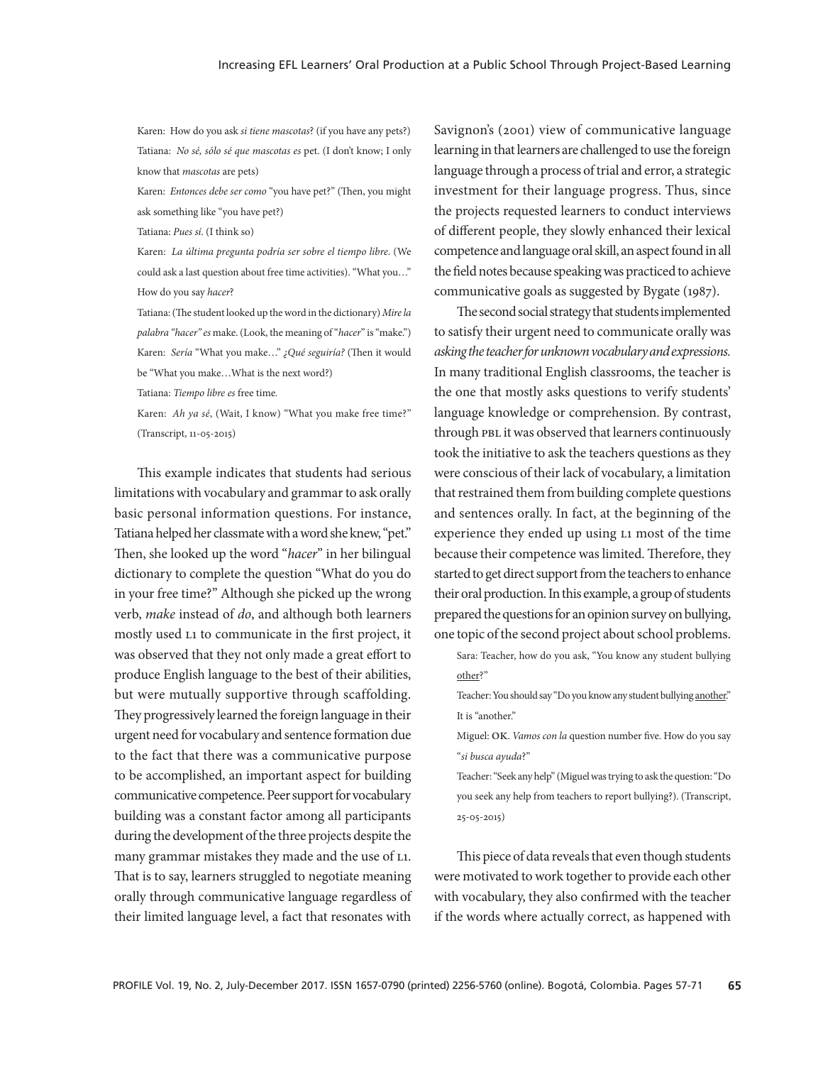Karen: How do you ask *si tiene mascotas*? (if you have any pets?)

Tatiana: *No sé, sólo sé que mascotas es* pet. (I don't know; I only know that *mascotas* are pets)

Karen: *Entonces debe ser como* "you have pet?" (Then, you might ask something like "you have pet?)

Tatiana: *Pues sí.* (I think so)

Karen: *La última pregunta podría ser sobre el tiempo libre.* (We could ask a last question about free time activities). "What you…" How do you say *hacer*?

Tatiana: (The student looked up the word in the dictionary) *Mire la palabra "hacer" es* make. (Look, the meaning of "*hacer*" is "make.")

Karen: *Sería* "What you make…" *¿Qué seguiría?* (Then it would be "What you make…What is the next word?)

Tatiana: *Tiempo libre es* free time.

Karen: *Ah ya sé*, (Wait, I know) "What you make free time?" (Transcript, 11-05-2015)

This example indicates that students had serious limitations with vocabulary and grammar to ask orally basic personal information questions. For instance, Tatiana helped her classmate with a word she knew, "pet." Then, she looked up the word "*hacer*" in her bilingual dictionary to complete the question "What do you do in your free time?" Although she picked up the wrong verb, *make* instead of *do*, and although both learners mostly used L1 to communicate in the first project, it was observed that they not only made a great effort to produce English language to the best of their abilities, but were mutually supportive through scaffolding. They progressively learned the foreign language in their urgent need for vocabulary and sentence formation due to the fact that there was a communicative purpose to be accomplished, an important aspect for building communicative competence. Peer support for vocabulary building was a constant factor among all participants during the development of the three projects despite the many grammar mistakes they made and the use of L1. That is to say, learners struggled to negotiate meaning orally through communicative language regardless of their limited language level, a fact that resonates with Savignon's (2001) view of communicative language learning in that learners are challenged to use the foreign language through a process of trial and error, a strategic investment for their language progress. Thus, since the projects requested learners to conduct interviews of different people, they slowly enhanced their lexical competence and language oral skill, an aspect found in all the field notes because speaking was practiced to achieve communicative goals as suggested by Bygate (1987).

The second social strategy that students implemented to satisfy their urgent need to communicate orally was *asking the teacher for unknown vocabulary and expressions*. In many traditional English classrooms, the teacher is the one that mostly asks questions to verify students' language knowledge or comprehension. By contrast, through PBL it was observed that learners continuously took the initiative to ask the teachers questions as they were conscious of their lack of vocabulary, a limitation that restrained them from building complete questions and sentences orally. In fact, at the beginning of the experience they ended up using L1 most of the time because their competence was limited. Therefore, they started to get direct support from the teachers to enhance their oral production. In this example, a group of students prepared the questions for an opinion survey on bullying, one topic of the second project about school problems.

Sara: Teacher, how do you ask, "You know any student bullying <u>other</u>?"

Teacher: You should say "Do you know any student bullying <u>another</u>." It is "another."

Miguel: OK. *Vamos con la* question number five. How do you say "*si busca ayuda*?"

Teacher: "Seek any help" (Miguel was trying to ask the question: "Do you seek any help from teachers to report bullying?). (Transcript, 25-05-2015)

This piece of data reveals that even though students were motivated to work together to provide each other with vocabulary, they also confirmed with the teacher if the words where actually correct, as happened with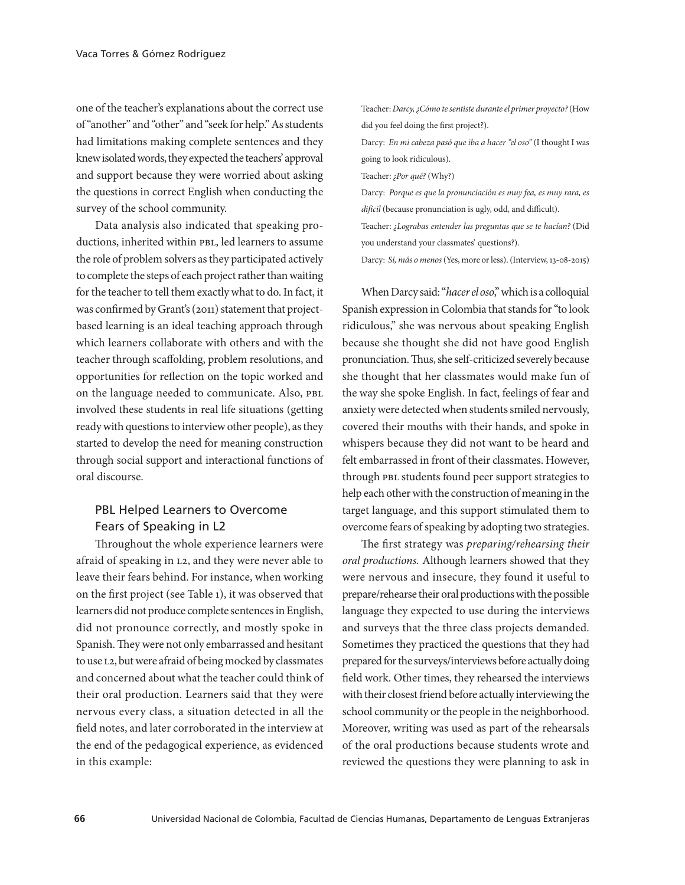one of the teacher's explanations about the correct use of "another" and "other" and "seek for help." As students had limitations making complete sentences and they knew isolated words, they expected the teachers' approval and support because they were worried about asking the questions in correct English when conducting the survey of the school community.

Data analysis also indicated that speaking productions, inherited within PBL, led learners to assume the role of problem solvers as they participated actively to complete the steps of each project rather than waiting for the teacher to tell them exactly what to do. In fact, it was confirmed by Grant's (2011) statement that project-based learning is an ideal teaching approach through which learners collaborate with others and with the teacher through scaffolding, problem resolutions, and opportunities for reflection on the topic worked and on the language needed to communicate. Also, PBL involved these students in real life situations (getting ready with questions to interview other people), as they started to develop the need for meaning construction through social support and interactional functions of oral discourse.

## PBL Helped Learners to Overcome Fears of Speaking in L2

Throughout the whole experience learners were afraid of speaking in L2, and they were never able to leave their fears behind. For instance, when working on the first project (see Table 1), it was observed that learners did not produce complete sentences in English, did not pronounce correctly, and mostly spoke in Spanish. They were not only embarrassed and hesitant to use L2, but were afraid of being mocked by classmates and concerned about what the teacher could think of their oral production. Learners said that they were nervous every class, a situation detected in all the field notes, and later corroborated in the interview at the end of the pedagogical experience, as evidenced in this example:

> Teacher: *Darcy, ¿Cómo te sentiste durante el primer proyecto?* (How did you feel doing the first project?).
>
> Darcy: *En mi cabeza pasó que iba a hacer "el oso"* (I thought I was going to look ridiculous).
>
> Teacher: *¿Por qué?* (Why?)
>
> Darcy: *Porque es que la pronunciación es muy fea, es muy rara, es difícil* (because pronunciation is ugly, odd, and difficult).
>
> Teacher: *¿Lograbas entender las preguntas que se te hacían?* (Did you understand your classmates' questions?).
>
> Darcy: *Sí, más o menos* (Yes, more or less). (Interview, 13-08-2015)

When Darcy said: "*hacer el oso*," which is a colloquial Spanish expression in Colombia that stands for "to look ridiculous," she was nervous about speaking English because she thought she did not have good English pronunciation. Thus, she self-criticized severely because she thought that her classmates would make fun of the way she spoke English. In fact, feelings of fear and anxiety were detected when students smiled nervously, covered their mouths with their hands, and spoke in whispers because they did not want to be heard and felt embarrassed in front of their classmates. However, through PBL students found peer support strategies to help each other with the construction of meaning in the target language, and this support stimulated them to overcome fears of speaking by adopting two strategies.

The first strategy was *preparing/rehearsing their oral productions.* Although learners showed that they were nervous and insecure, they found it useful to prepare/rehearse their oral productions with the possible language they expected to use during the interviews and surveys that the three class projects demanded. Sometimes they practiced the questions that they had prepared for the surveys/interviews before actually doing field work. Other times, they rehearsed the interviews with their closest friend before actually interviewing the school community or the people in the neighborhood. Moreover, writing was used as part of the rehearsals of the oral productions because students wrote and reviewed the questions they were planning to ask in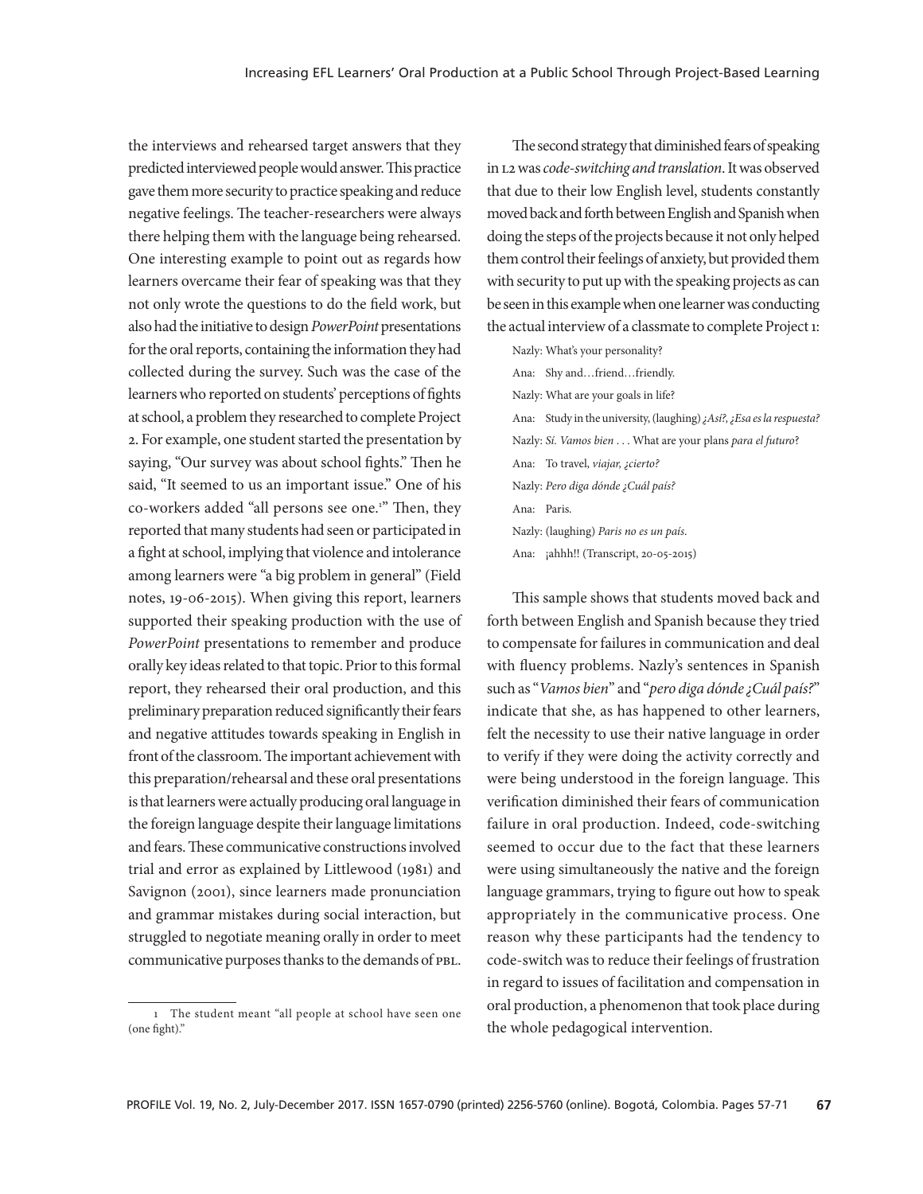the interviews and rehearsed target answers that they predicted interviewed people would answer. This practice gave them more security to practice speaking and reduce negative feelings. The teacher-researchers were always there helping them with the language being rehearsed. One interesting example to point out as regards how learners overcame their fear of speaking was that they not only wrote the questions to do the field work, but also had the initiative to design *PowerPoint* presentations for the oral reports, containing the information they had collected during the survey. Such was the case of the learners who reported on students' perceptions of fights at school, a problem they researched to complete Project 2. For example, one student started the presentation by saying, "Our survey was about school fights." Then he said, "It seemed to us an important issue." One of his co-workers added "all persons see one.[1]" Then, they reported that many students had seen or participated in a fight at school, implying that violence and intolerance among learners were "a big problem in general" (Field notes, 19-06-2015). When giving this report, learners supported their speaking production with the use of *PowerPoint* presentations to remember and produce orally key ideas related to that topic. Prior to this formal report, they rehearsed their oral production, and this preliminary preparation reduced significantly their fears and negative attitudes towards speaking in English in front of the classroom. The important achievement with this preparation/rehearsal and these oral presentations is that learners were actually producing oral language in the foreign language despite their language limitations and fears. These communicative constructions involved trial and error as explained by Littlewood (1981) and Savignon (2001), since learners made pronunciation and grammar mistakes during social interaction, but struggled to negotiate meaning orally in order to meet communicative purposes thanks to the demands of PBL.

The second strategy that diminished fears of speaking in L2 was *code-switching and translation*. It was observed that due to their low English level, students constantly moved back and forth between English and Spanish when doing the steps of the projects because it not only helped them control their feelings of anxiety, but provided them with security to put up with the speaking projects as can be seen in this example when one learner was conducting the actual interview of a classmate to complete Project 1:

> Nazly: What's your personality?
> Ana: Shy and…friend…friendly.
> Nazly: What are your goals in life?
> Ana: Study in the university, (laughing) *¿Así?, ¿Esa es la respuesta?*
> Nazly: *Sí. Vamos bien* . . . What are your plans *para el futuro*?
> Ana: To travel, *viajar, ¿cierto?*
> Nazly: *Pero diga dónde ¿Cuál país?*
> Ana: Paris.
> Nazly: (laughing) *Paris no es un país.*
> Ana: ¡ahhh!! (Transcript, 20-05-2015)

This sample shows that students moved back and forth between English and Spanish because they tried to compensate for failures in communication and deal with fluency problems. Nazly's sentences in Spanish such as "*Vamos bien*" and "*pero diga dónde ¿Cuál país?*" indicate that she, as has happened to other learners, felt the necessity to use their native language in order to verify if they were doing the activity correctly and were being understood in the foreign language. This verification diminished their fears of communication failure in oral production. Indeed, code-switching seemed to occur due to the fact that these learners were using simultaneously the native and the foreign language grammars, trying to figure out how to speak appropriately in the communicative process. One reason why these participants had the tendency to code-switch was to reduce their feelings of frustration in regard to issues of facilitation and compensation in oral production, a phenomenon that took place during the whole pedagogical intervention.

---

[1] The student meant "all people at school have seen one (one fight)."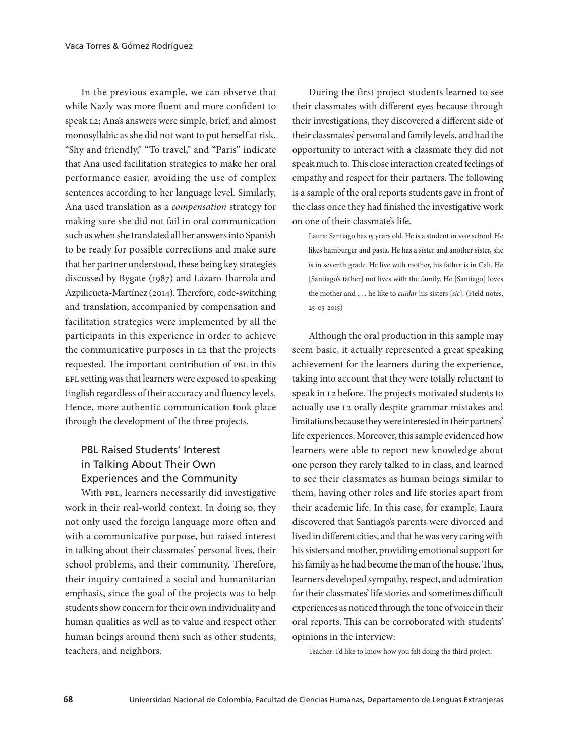In the previous example, we can observe that while Nazly was more fluent and more confident to speak L2; Ana's answers were simple, brief, and almost monosyllabic as she did not want to put herself at risk. "Shy and friendly," "To travel," and "Paris" indicate that Ana used facilitation strategies to make her oral performance easier, avoiding the use of complex sentences according to her language level. Similarly, Ana used translation as a *compensation* strategy for making sure she did not fail in oral communication such as when she translated all her answers into Spanish to be ready for possible corrections and make sure that her partner understood, these being key strategies discussed by Bygate (1987) and Lázaro-Ibarrola and Azpilicueta-Martínez (2014). Therefore, code-switching and translation, accompanied by compensation and facilitation strategies were implemented by all the participants in this experience in order to achieve the communicative purposes in L2 that the projects requested. The important contribution of PBL in this EFL setting was that learners were exposed to speaking English regardless of their accuracy and fluency levels. Hence, more authentic communication took place through the development of the three projects.

## PBL Raised Students' Interest in Talking About Their Own Experiences and the Community

With PBL, learners necessarily did investigative work in their real-world context. In doing so, they not only used the foreign language more often and with a communicative purpose, but raised interest in talking about their classmates' personal lives, their school problems, and their community. Therefore, their inquiry contained a social and humanitarian emphasis, since the goal of the projects was to help students show concern for their own individuality and human qualities as well as to value and respect other human beings around them such as other students, teachers, and neighbors.

During the first project students learned to see their classmates with different eyes because through their investigations, they discovered a different side of their classmates' personal and family levels, and had the opportunity to interact with a classmate they did not speak much to. This close interaction created feelings of empathy and respect for their partners. The following is a sample of the oral reports students gave in front of the class once they had finished the investigative work on one of their classmate's life.

> Laura: Santiago has 15 years old. He is a student in VGP school. He likes hamburger and pasta. He has a sister and another sister, she is in seventh grade. He live with mother, his father is in Cali. He [Santiago's father] not lives with the family. He [Santiago] loves the mother and . . . he like to *cuidar* his sisters [*sic*]. (Field notes, 25-05-2015)

Although the oral production in this sample may seem basic, it actually represented a great speaking achievement for the learners during the experience, taking into account that they were totally reluctant to speak in L2 before. The projects motivated students to actually use L2 orally despite grammar mistakes and limitations because they were interested in their partners' life experiences. Moreover, this sample evidenced how learners were able to report new knowledge about one person they rarely talked to in class, and learned to see their classmates as human beings similar to them, having other roles and life stories apart from their academic life. In this case, for example, Laura discovered that Santiago's parents were divorced and lived in different cities, and that he was very caring with his sisters and mother, providing emotional support for his family as he had become the man of the house. Thus, learners developed sympathy, respect, and admiration for their classmates' life stories and sometimes difficult experiences as noticed through the tone of voice in their oral reports. This can be corroborated with students' opinions in the interview:

> Teacher: I'd like to know how you felt doing the third project.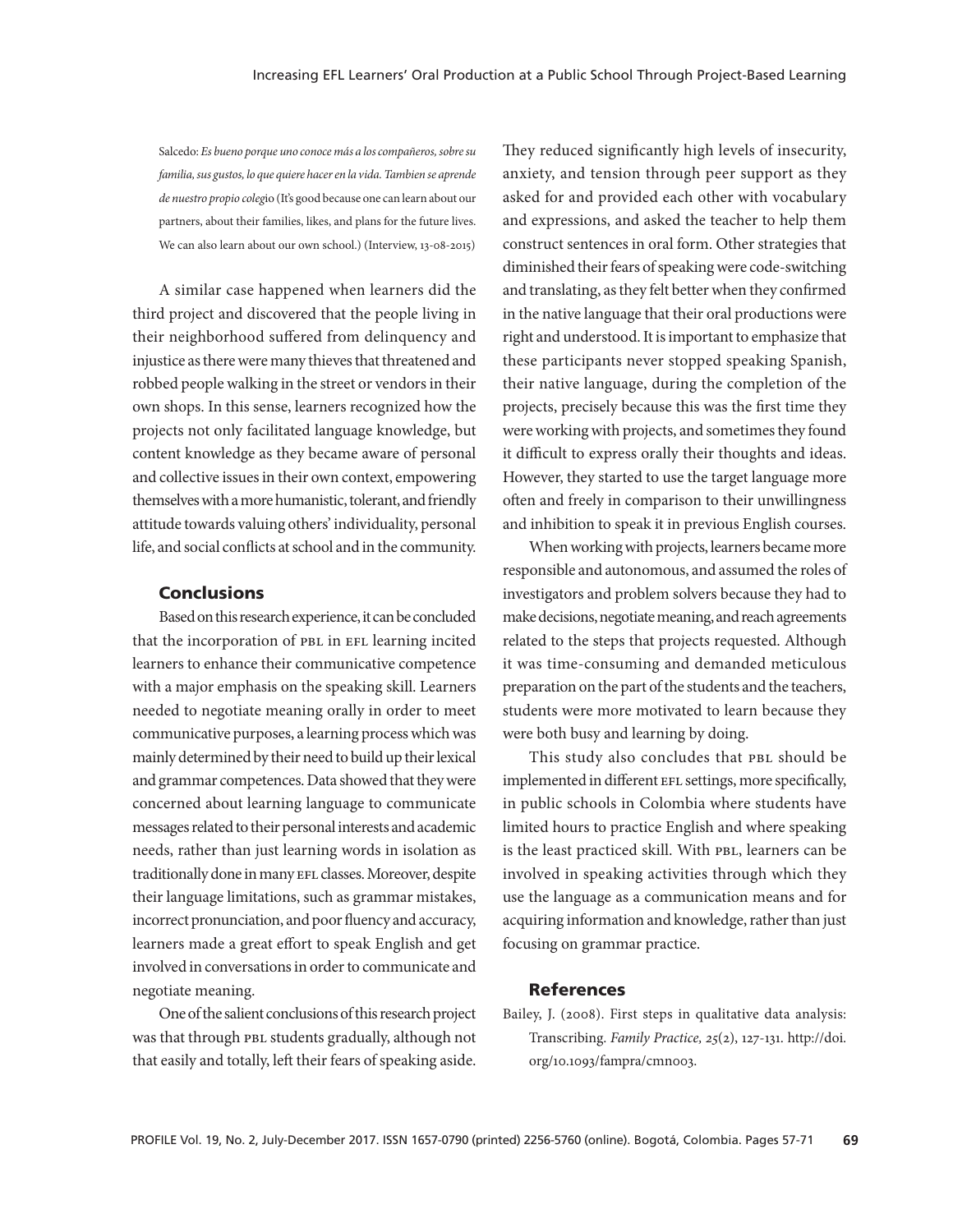Salcedo: *Es bueno porque uno conoce más a los compañeros, sobre su familia, sus gustos, lo que quiere hacer en la vida. Tambien se aprende de nuestro propio colegio* (It's good because one can learn about our partners, about their families, likes, and plans for the future lives. We can also learn about our own school.) (Interview, 13-08-2015)

A similar case happened when learners did the third project and discovered that the people living in their neighborhood suffered from delinquency and injustice as there were many thieves that threatened and robbed people walking in the street or vendors in their own shops. In this sense, learners recognized how the projects not only facilitated language knowledge, but content knowledge as they became aware of personal and collective issues in their own context, empowering themselves with a more humanistic, tolerant, and friendly attitude towards valuing others' individuality, personal life, and social conflicts at school and in the community.

## Conclusions

Based on this research experience, it can be concluded that the incorporation of PBL in EFL learning incited learners to enhance their communicative competence with a major emphasis on the speaking skill. Learners needed to negotiate meaning orally in order to meet communicative purposes, a learning process which was mainly determined by their need to build up their lexical and grammar competences. Data showed that they were concerned about learning language to communicate messages related to their personal interests and academic needs, rather than just learning words in isolation as traditionally done in many EFL classes. Moreover, despite their language limitations, such as grammar mistakes, incorrect pronunciation, and poor fluency and accuracy, learners made a great effort to speak English and get involved in conversations in order to communicate and negotiate meaning.

One of the salient conclusions of this research project was that through PBL students gradually, although not that easily and totally, left their fears of speaking aside. They reduced significantly high levels of insecurity, anxiety, and tension through peer support as they asked for and provided each other with vocabulary and expressions, and asked the teacher to help them construct sentences in oral form. Other strategies that diminished their fears of speaking were code-switching and translating, as they felt better when they confirmed in the native language that their oral productions were right and understood. It is important to emphasize that these participants never stopped speaking Spanish, their native language, during the completion of the projects, precisely because this was the first time they were working with projects, and sometimes they found it difficult to express orally their thoughts and ideas. However, they started to use the target language more often and freely in comparison to their unwillingness and inhibition to speak it in previous English courses.

When working with projects, learners became more responsible and autonomous, and assumed the roles of investigators and problem solvers because they had to make decisions, negotiate meaning, and reach agreements related to the steps that projects requested. Although it was time-consuming and demanded meticulous preparation on the part of the students and the teachers, students were more motivated to learn because they were both busy and learning by doing.

This study also concludes that PBL should be implemented in different EFL settings, more specifically, in public schools in Colombia where students have limited hours to practice English and where speaking is the least practiced skill. With PBL, learners can be involved in speaking activities through which they use the language as a communication means and for acquiring information and knowledge, rather than just focusing on grammar practice.

## References

Bailey, J. (2008). First steps in qualitative data analysis: Transcribing. *Family Practice, 25*(2), 127-131. http://doi.org/10.1093/fampra/cmn003.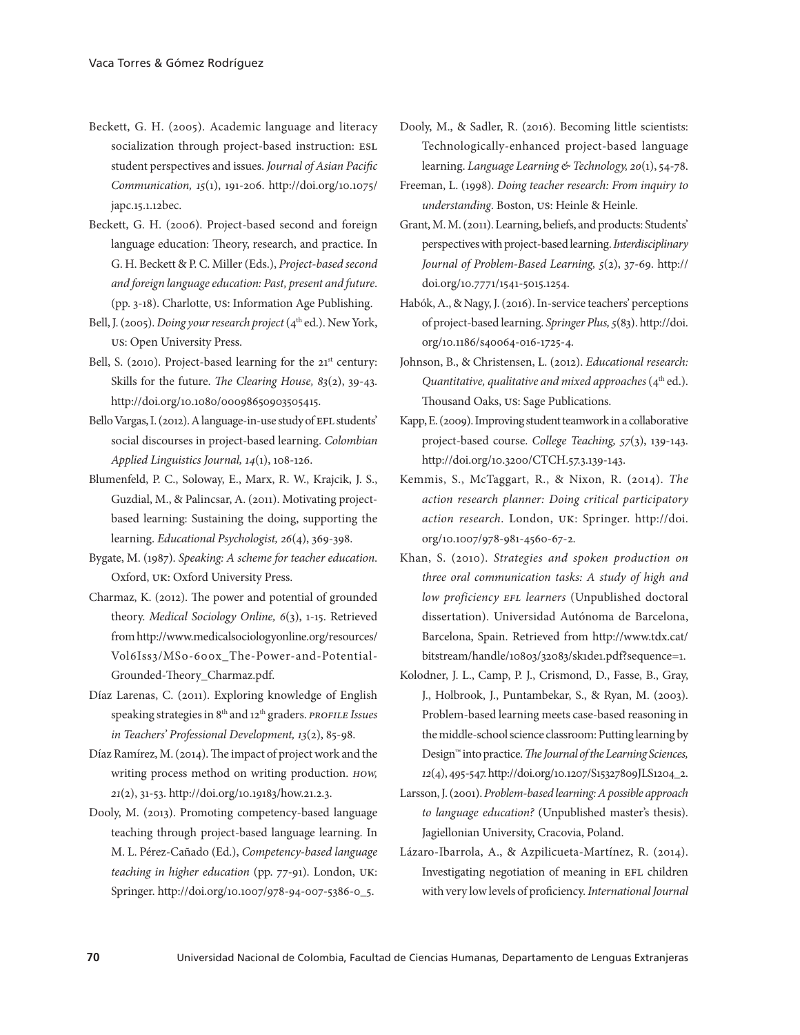Beckett, G. H. (2005). Academic language and literacy socialization through project-based instruction: ESL student perspectives and issues. *Journal of Asian Pacific Communication, 15*(1), 191-206. http://doi.org/10.1075/japc.15.1.12bec.

Beckett, G. H. (2006). Project-based second and foreign language education: Theory, research, and practice. In G. H. Beckett & P. C. Miller (Eds.), *Project-based second and foreign language education: Past, present and future.* (pp. 3-18). Charlotte, US: Information Age Publishing.

Bell, J. (2005). *Doing your research project* (4th ed.). New York, US: Open University Press.

Bell, S. (2010). Project-based learning for the 21st century: Skills for the future. *The Clearing House, 83*(2), 39-43. http://doi.org/10.1080/00098650903505415.

Bello Vargas, I. (2012). A language-in-use study of EFL students' social discourses in project-based learning. *Colombian Applied Linguistics Journal, 14*(1), 108-126.

Blumenfeld, P. C., Soloway, E., Marx, R. W., Krajcik, J. S., Guzdial, M., & Palincsar, A. (2011). Motivating project-based learning: Sustaining the doing, supporting the learning. *Educational Psychologist, 26*(4), 369-398.

Bygate, M. (1987). *Speaking: A scheme for teacher education.* Oxford, UK: Oxford University Press.

Charmaz, K. (2012). The power and potential of grounded theory. *Medical Sociology Online, 6*(3), 1-15. Retrieved from http://www.medicalsociologyonline.org/resources/Vol6Iss3/MSo-600x_The-Power-and-Potential-Grounded-Theory_Charmaz.pdf.

Díaz Larenas, C. (2011). Exploring knowledge of English speaking strategies in 8th and 12th graders. *PROFILE Issues in Teachers' Professional Development, 13*(2), 85-98.

Díaz Ramírez, M. (2014). The impact of project work and the writing process method on writing production. *HOW, 21*(2), 31-53. http://doi.org/10.19183/how.21.2.3.

Dooly, M. (2013). Promoting competency-based language teaching through project-based language learning. In M. L. Pérez-Cañado (Ed.), *Competency-based language teaching in higher education* (pp. 77-91). London, UK: Springer. http://doi.org/10.1007/978-94-007-5386-0_5.

Dooly, M., & Sadler, R. (2016). Becoming little scientists: Technologically-enhanced project-based language learning. *Language Learning & Technology, 20*(1), 54-78.

Freeman, L. (1998). *Doing teacher research: From inquiry to understanding.* Boston, US: Heinle & Heinle.

Grant, M. M. (2011). Learning, beliefs, and products: Students' perspectives with project-based learning. *Interdisciplinary Journal of Problem-Based Learning, 5*(2), 37-69. http://doi.org/10.7771/1541-5015.1254.

Habók, A., & Nagy, J. (2016). In-service teachers' perceptions of project-based learning. *Springer Plus, 5*(83). http://doi.org/10.1186/s40064-016-1725-4.

Johnson, B., & Christensen, L. (2012). *Educational research: Quantitative, qualitative and mixed approaches* (4th ed.). Thousand Oaks, US: Sage Publications.

Kapp, E. (2009). Improving student teamwork in a collaborative project-based course. *College Teaching, 57*(3), 139-143. http://doi.org/10.3200/CTCH.57.3.139-143.

Kemmis, S., McTaggart, R., & Nixon, R. (2014). *The action research planner: Doing critical participatory action research.* London, UK: Springer. http://doi.org/10.1007/978-981-4560-67-2.

Khan, S. (2010). *Strategies and spoken production on three oral communication tasks: A study of high and low proficiency EFL learners* (Unpublished doctoral dissertation). Universidad Autónoma de Barcelona, Barcelona, Spain. Retrieved from http://www.tdx.cat/bitstream/handle/10803/32083/sk1de1.pdf?sequence=1.

Kolodner, J. L., Camp, P. J., Crismond, D., Fasse, B., Gray, J., Holbrook, J., Puntambekar, S., & Ryan, M. (2003). Problem-based learning meets case-based reasoning in the middle-school science classroom: Putting learning by Design™ into practice. *The Journal of the Learning Sciences, 12*(4), 495-547. http://doi.org/10.1207/S15327809JLS1204_2.

Larsson, J. (2001). *Problem-based learning: A possible approach to language education?* (Unpublished master's thesis). Jagiellonian University, Cracovia, Poland.

Lázaro-Ibarrola, A., & Azpilicueta-Martínez, R. (2014). Investigating negotiation of meaning in EFL children with very low levels of proficiency. *International Journal*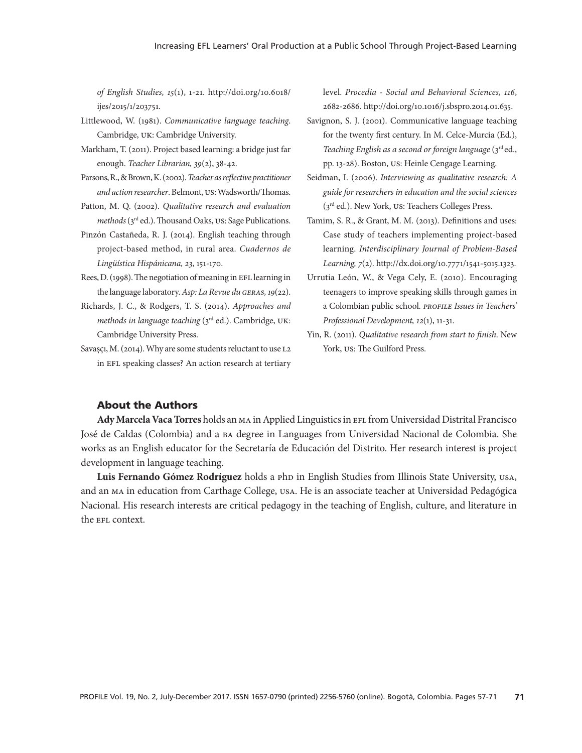*of English Studies, 15*(1), 1-21. http://doi.org/10.6018/ijes/2015/1/203751.

Littlewood, W. (1981). *Communicative language teaching*. Cambridge, UK: Cambridge University.

Markham, T. (2011). Project based learning: a bridge just far enough. *Teacher Librarian, 39*(2), 38-42.

Parsons, R., & Brown, K. (2002). *Teacher as reflective practitioner and action researcher*. Belmont, US: Wadsworth/Thomas.

Patton, M. Q. (2002). *Qualitative research and evaluation methods* (3rd ed.). Thousand Oaks, US: Sage Publications.

Pinzón Castañeda, R. J. (2014). English teaching through project-based method, in rural area. *Cuadernos de Lingüística Hispánicana, 23*, 151-170.

Rees, D. (1998). The negotiation of meaning in EFL learning in the language laboratory. *Asp: La Revue du GERAS, 19*(22).

Richards, J. C., & Rodgers, T. S. (2014). *Approaches and methods in language teaching* (3rd ed.). Cambridge, UK: Cambridge University Press.

Savaşçı, M. (2014). Why are some students reluctant to use L2 in EFL speaking classes? An action research at tertiary level. *Procedia - Social and Behavioral Sciences, 116*, 2682-2686. http://doi.org/10.1016/j.sbspro.2014.01.635.

Savignon, S. J. (2001). Communicative language teaching for the twenty first century. In M. Celce-Murcia (Ed.), *Teaching English as a second or foreign language* (3rd ed., pp. 13-28). Boston, US: Heinle Cengage Learning.

Seidman, I. (2006). *Interviewing as qualitative research: A guide for researchers in education and the social sciences* (3rd ed.). New York, US: Teachers Colleges Press.

Tamim, S. R., & Grant, M. M. (2013). Definitions and uses: Case study of teachers implementing project-based learning. *Interdisciplinary Journal of Problem-Based Learning, 7*(2). http://dx.doi.org/10.7771/1541-5015.1323.

Urrutia León, W., & Vega Cely, E. (2010). Encouraging teenagers to improve speaking skills through games in a Colombian public school. *PROFILE Issues in Teachers' Professional Development, 12*(1), 11-31.

Yin, R. (2011). *Qualitative research from start to finish*. New York, US: The Guilford Press.

## About the Authors

**Ady Marcela Vaca Torres** holds an MA in Applied Linguistics in EFL from Universidad Distrital Francisco José de Caldas (Colombia) and a BA degree in Languages from Universidad Nacional de Colombia. She works as an English educator for the Secretaría de Educación del Distrito. Her research interest is project development in language teaching.

**Luis Fernando Gómez Rodríguez** holds a PhD in English Studies from Illinois State University, USA, and an MA in education from Carthage College, USA. He is an associate teacher at Universidad Pedagógica Nacional. His research interests are critical pedagogy in the teaching of English, culture, and literature in the EFL context.